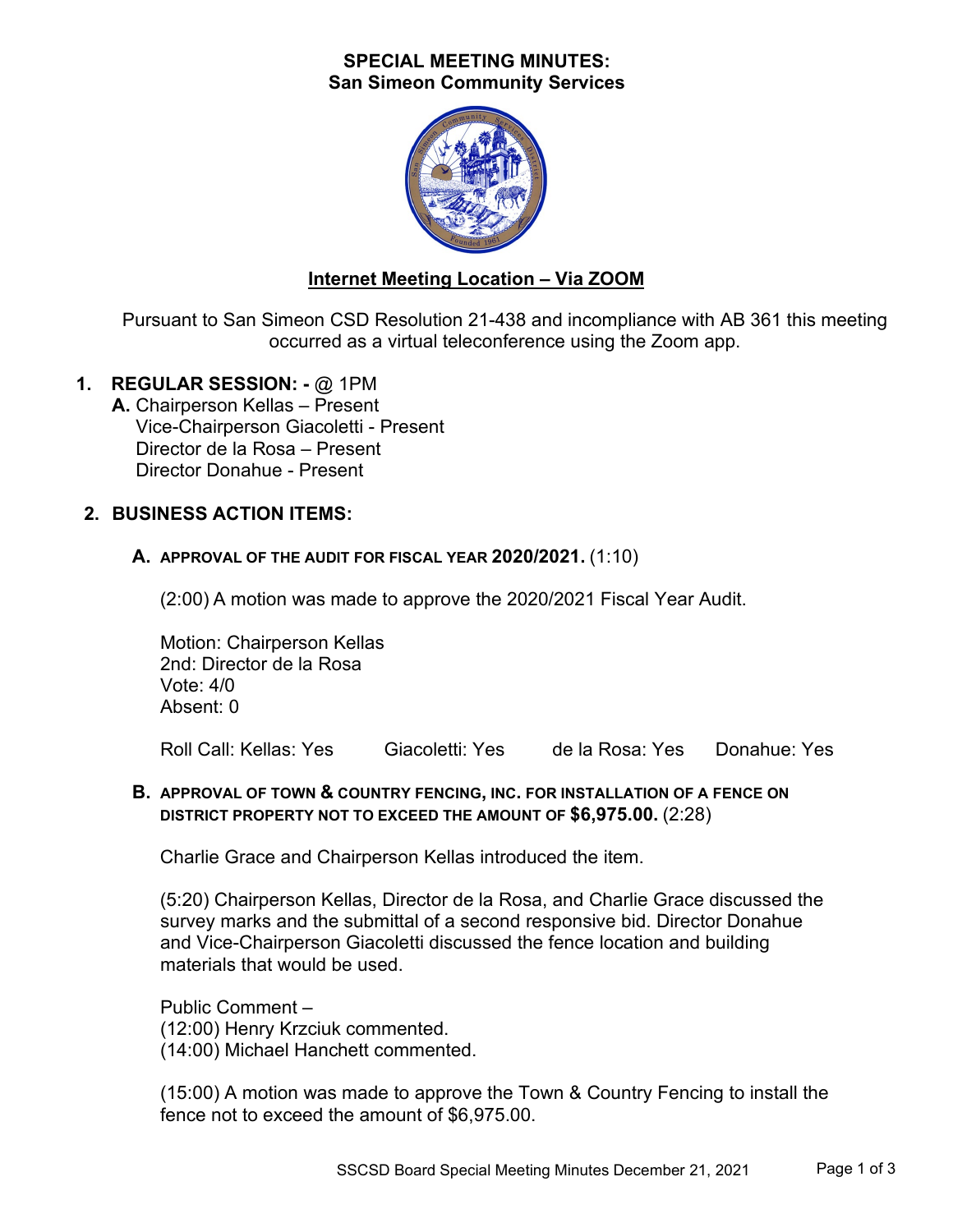# SPECIAL MEETING MINUTES:
# San Simeon Community Services

## Internet Meeting Location – Via ZOOM

Pursuant to San Simeon CSD Resolution 21-438 and incompliance with AB 361 this meeting occurred as a virtual teleconference using the Zoom app.

1. **REGULAR SESSION: -** @ 1PM

   **A.** Chairperson Kellas – Present
   Vice-Chairperson Giacoletti - Present
   Director de la Rosa – Present
   Director Donahue - Present

2. **BUSINESS ACTION ITEMS:**

   **A. APPROVAL OF THE AUDIT FOR FISCAL YEAR 2020/2021.** (1:10)

   (2:00) A motion was made to approve the 2020/2021 Fiscal Year Audit.

   Motion: Chairperson Kellas
   2nd: Director de la Rosa
   Vote: 4/0
   Absent: 0

   Roll Call: Kellas: Yes Giacoletti: Yes de la Rosa: Yes Donahue: Yes

   **B. APPROVAL OF TOWN & COUNTRY FENCING, INC. FOR INSTALLATION OF A FENCE ON DISTRICT PROPERTY NOT TO EXCEED THE AMOUNT OF $6,975.00.** (2:28)

   Charlie Grace and Chairperson Kellas introduced the item.

   (5:20) Chairperson Kellas, Director de la Rosa, and Charlie Grace discussed the survey marks and the submittal of a second responsive bid. Director Donahue and Vice-Chairperson Giacoletti discussed the fence location and building materials that would be used.

   Public Comment –
   (12:00) Henry Krzciuk commented.
   (14:00) Michael Hanchett commented.

   (15:00) A motion was made to approve the Town & Country Fencing to install the fence not to exceed the amount of $6,975.00.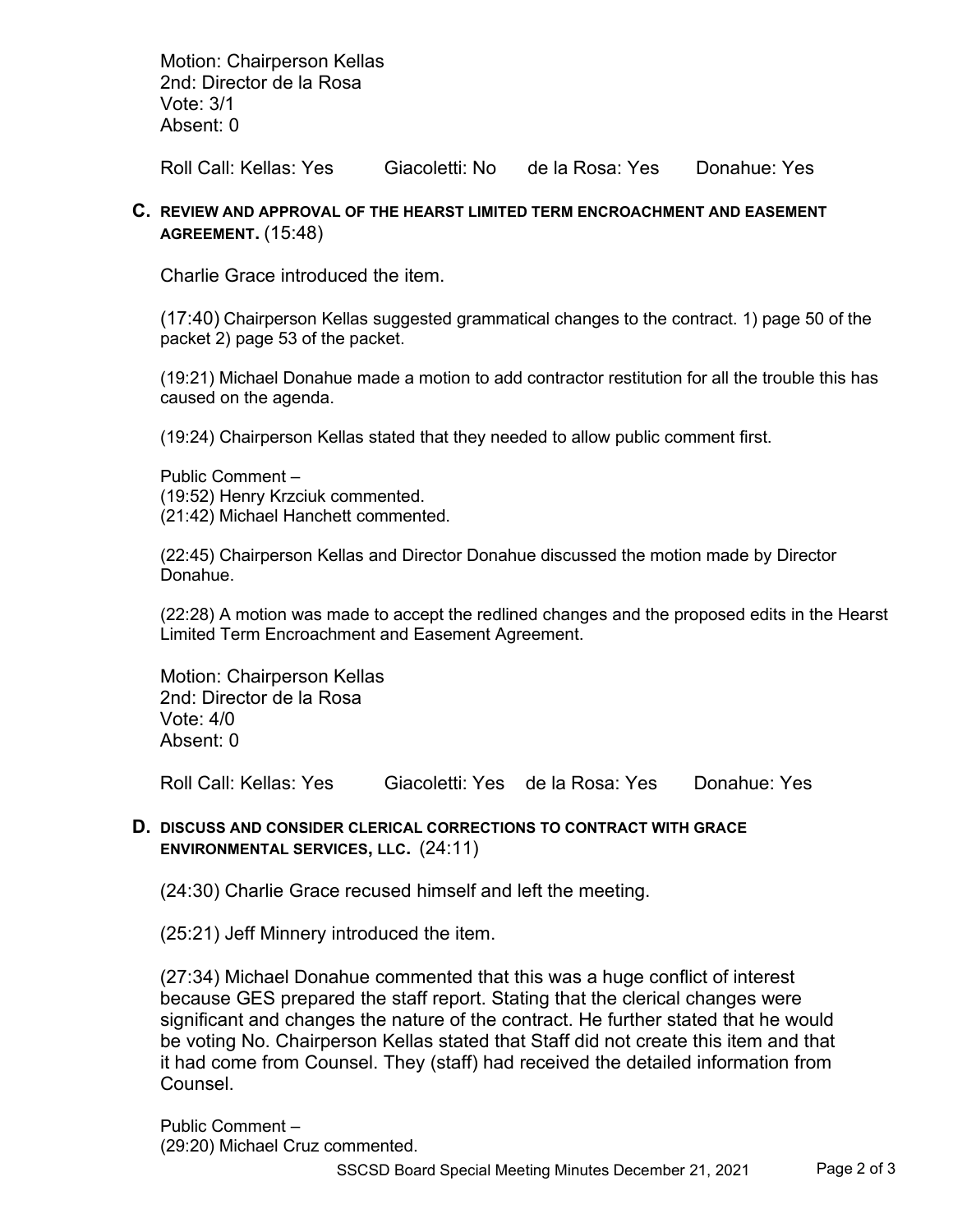Motion: Chairperson Kellas
2nd: Director de la Rosa
Vote: 3/1
Absent: 0

Roll Call: Kellas: Yes    Giacoletti: No    de la Rosa: Yes    Donahue: Yes

**C. REVIEW AND APPROVAL OF THE HEARST LIMITED TERM ENCROACHMENT AND EASEMENT AGREEMENT.** (15:48)

Charlie Grace introduced the item.

(17:40) Chairperson Kellas suggested grammatical changes to the contract. 1) page 50 of the packet 2) page 53 of the packet.

(19:21) Michael Donahue made a motion to add contractor restitution for all the trouble this has caused on the agenda.

(19:24) Chairperson Kellas stated that they needed to allow public comment first.

Public Comment –
(19:52) Henry Krzciuk commented.
(21:42) Michael Hanchett commented.

(22:45) Chairperson Kellas and Director Donahue discussed the motion made by Director Donahue.

(22:28) A motion was made to accept the redlined changes and the proposed edits in the Hearst Limited Term Encroachment and Easement Agreement.

Motion: Chairperson Kellas
2nd: Director de la Rosa
Vote: 4/0
Absent: 0

Roll Call: Kellas: Yes    Giacoletti: Yes    de la Rosa: Yes    Donahue: Yes

**D. DISCUSS AND CONSIDER CLERICAL CORRECTIONS TO CONTRACT WITH GRACE ENVIRONMENTAL SERVICES, LLC.** (24:11)

(24:30) Charlie Grace recused himself and left the meeting.

(25:21) Jeff Minnery introduced the item.

(27:34) Michael Donahue commented that this was a huge conflict of interest because GES prepared the staff report. Stating that the clerical changes were significant and changes the nature of the contract. He further stated that he would be voting No. Chairperson Kellas stated that Staff did not create this item and that it had come from Counsel. They (staff) had received the detailed information from Counsel.

Public Comment –
(29:20) Michael Cruz commented.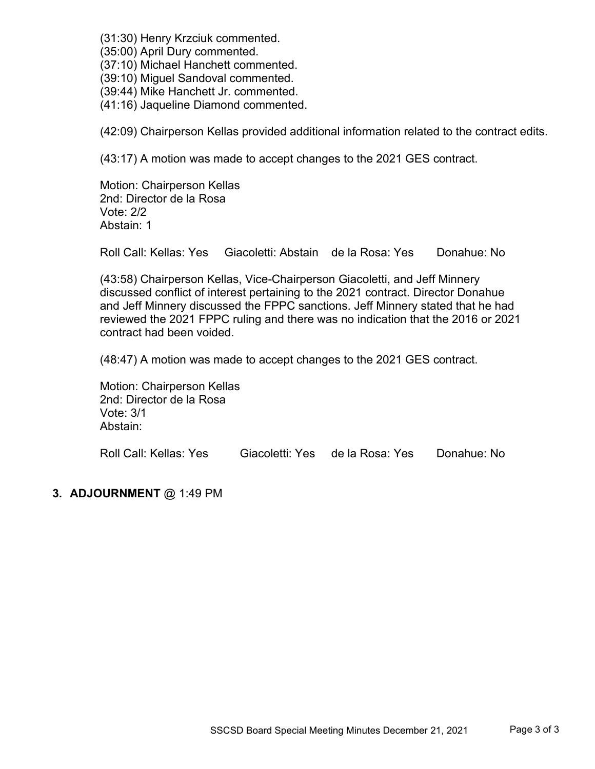(31:30) Henry Krzciuk commented.
(35:00) April Dury commented.
(37:10) Michael Hanchett commented.
(39:10) Miguel Sandoval commented.
(39:44) Mike Hanchett Jr. commented.
(41:16) Jaqueline Diamond commented.

(42:09) Chairperson Kellas provided additional information related to the contract edits.

(43:17) A motion was made to accept changes to the 2021 GES contract.

Motion: Chairperson Kellas
2nd: Director de la Rosa
Vote: 2/2
Abstain: 1

Roll Call: Kellas: Yes Giacoletti: Abstain de la Rosa: Yes Donahue: No

(43:58) Chairperson Kellas, Vice-Chairperson Giacoletti, and Jeff Minnery discussed conflict of interest pertaining to the 2021 contract. Director Donahue and Jeff Minnery discussed the FPPC sanctions. Jeff Minnery stated that he had reviewed the 2021 FPPC ruling and there was no indication that the 2016 or 2021 contract had been voided.

(48:47) A motion was made to accept changes to the 2021 GES contract.

Motion: Chairperson Kellas
2nd: Director de la Rosa
Vote: 3/1
Abstain:

Roll Call: Kellas: Yes Giacoletti: Yes de la Rosa: Yes Donahue: No

**3. ADJOURNMENT** @ 1:49 PM